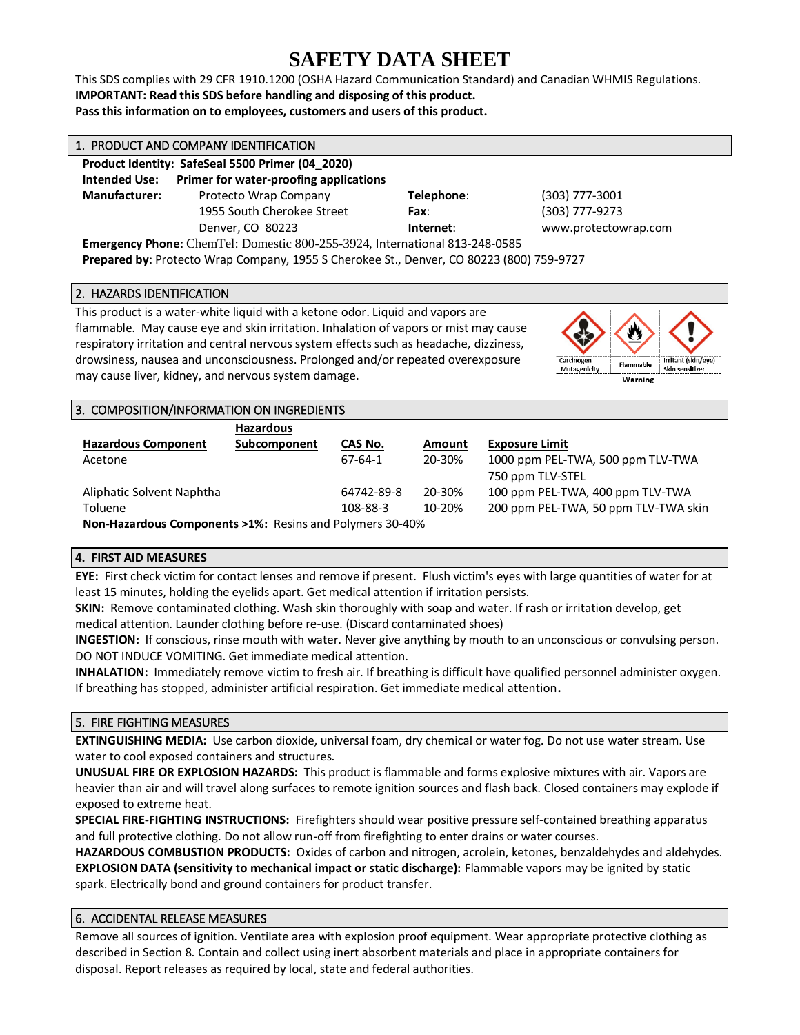# SAFETY DATA SHEET

This SDS complies with 29 CFR 1910.1200 (OSHA Hazard Communication Standard) and Canadian WHMIS Regulations.
**IMPORTANT: Read this SDS before handling and disposing of this product.**
**Pass this information on to employees, customers and users of this product.**

## 1. PRODUCT AND COMPANY IDENTIFICATION

**Product Identity: SafeSeal 5500 Primer (04_2020)**
**Intended Use: Primer for water-proofing applications**

| | | | |
|---|---|---|---|
| **Manufacturer:** | Protecto Wrap Company | **Telephone**: | (303) 777-3001 |
| | 1955 South Cherokee Street | **Fax**: | (303) 777-9273 |
| | Denver, CO 80223 | **Internet**: | www.protectowrap.com |

**Emergency Phone**: ChemTel: Domestic 800-255-3924, International 813-248-0585
**Prepared by**: Protecto Wrap Company, 1955 S Cherokee St., Denver, CO 80223 (800) 759-9727

## 2. HAZARDS IDENTIFICATION

This product is a water-white liquid with a ketone odor. Liquid and vapors are flammable. May cause eye and skin irritation. Inhalation of vapors or mist may cause respiratory irritation and central nervous system effects such as headache, dizziness, drowsiness, nausea and unconsciousness. Prolonged and/or repeated overexposure may cause liver, kidney, and nervous system damage.

Carcinogen Mutagenicity | Flammable | Irritant (skin/eye) Skin sensitizer

Warning

## 3. COMPOSITION/INFORMATION ON INGREDIENTS

| Hazardous Component | Hazardous Subcomponent | CAS No. | Amount | Exposure Limit |
|---|---|---|---|---|
| Acetone | | 67-64-1 | 20-30% | 1000 ppm PEL-TWA, 500 ppm TLV-TWA<br>750 ppm TLV-STEL |
| Aliphatic Solvent Naphtha | | 64742-89-8 | 20-30% | 100 ppm PEL-TWA, 400 ppm TLV-TWA |
| Toluene | | 108-88-3 | 10-20% | 200 ppm PEL-TWA, 50 ppm TLV-TWA skin |

**Non-Hazardous Components >1%:** Resins and Polymers 30-40%

## 4. FIRST AID MEASURES

**EYE:** First check victim for contact lenses and remove if present. Flush victim's eyes with large quantities of water for at least 15 minutes, holding the eyelids apart. Get medical attention if irritation persists.

**SKIN:** Remove contaminated clothing. Wash skin thoroughly with soap and water. If rash or irritation develop, get medical attention. Launder clothing before re-use. (Discard contaminated shoes)

**INGESTION:** If conscious, rinse mouth with water. Never give anything by mouth to an unconscious or convulsing person. DO NOT INDUCE VOMITING. Get immediate medical attention.

**INHALATION:** Immediately remove victim to fresh air. If breathing is difficult have qualified personnel administer oxygen. If breathing has stopped, administer artificial respiration. Get immediate medical attention.

## 5. FIRE FIGHTING MEASURES

**EXTINGUISHING MEDIA:** Use carbon dioxide, universal foam, dry chemical or water fog. Do not use water stream. Use water to cool exposed containers and structures.

**UNUSUAL FIRE OR EXPLOSION HAZARDS:** This product is flammable and forms explosive mixtures with air. Vapors are heavier than air and will travel along surfaces to remote ignition sources and flash back. Closed containers may explode if exposed to extreme heat.

**SPECIAL FIRE-FIGHTING INSTRUCTIONS:** Firefighters should wear positive pressure self-contained breathing apparatus and full protective clothing. Do not allow run-off from firefighting to enter drains or water courses.

**HAZARDOUS COMBUSTION PRODUCTS:** Oxides of carbon and nitrogen, acrolein, ketones, benzaldehydes and aldehydes.

**EXPLOSION DATA (sensitivity to mechanical impact or static discharge):** Flammable vapors may be ignited by static spark. Electrically bond and ground containers for product transfer.

## 6. ACCIDENTAL RELEASE MEASURES

Remove all sources of ignition. Ventilate area with explosion proof equipment. Wear appropriate protective clothing as described in Section 8. Contain and collect using inert absorbent materials and place in appropriate containers for disposal. Report releases as required by local, state and federal authorities.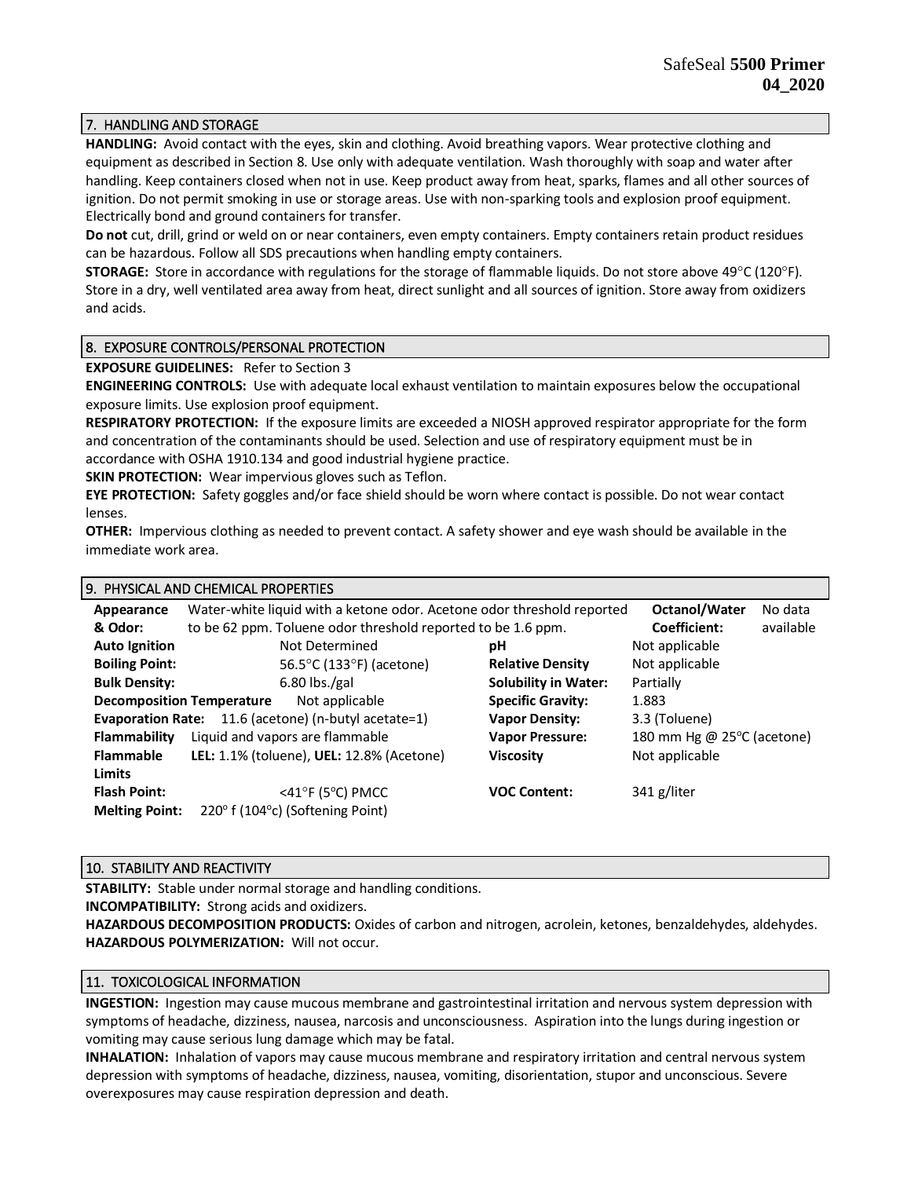## 7. HANDLING AND STORAGE

**HANDLING:** Avoid contact with the eyes, skin and clothing. Avoid breathing vapors. Wear protective clothing and equipment as described in Section 8. Use only with adequate ventilation. Wash thoroughly with soap and water after handling. Keep containers closed when not in use. Keep product away from heat, sparks, flames and all other sources of ignition. Do not permit smoking in use or storage areas. Use with non-sparking tools and explosion proof equipment. Electrically bond and ground containers for transfer.

**Do not** cut, drill, grind or weld on or near containers, even empty containers. Empty containers retain product residues can be hazardous. Follow all SDS precautions when handling empty containers.

**STORAGE:** Store in accordance with regulations for the storage of flammable liquids. Do not store above 49°C (120°F). Store in a dry, well ventilated area away from heat, direct sunlight and all sources of ignition. Store away from oxidizers and acids.

## 8. EXPOSURE CONTROLS/PERSONAL PROTECTION

**EXPOSURE GUIDELINES:** Refer to Section 3

**ENGINEERING CONTROLS:** Use with adequate local exhaust ventilation to maintain exposures below the occupational exposure limits. Use explosion proof equipment.

**RESPIRATORY PROTECTION:** If the exposure limits are exceeded a NIOSH approved respirator appropriate for the form and concentration of the contaminants should be used. Selection and use of respiratory equipment must be in accordance with OSHA 1910.134 and good industrial hygiene practice.

**SKIN PROTECTION:** Wear impervious gloves such as Teflon.

**EYE PROTECTION:** Safety goggles and/or face shield should be worn where contact is possible. Do not wear contact lenses.

**OTHER:** Impervious clothing as needed to prevent contact. A safety shower and eye wash should be available in the immediate work area.

## 9. PHYSICAL AND CHEMICAL PROPERTIES

| | | | |
|---|---|---|---|
| **Appearance & Odor:** | Water-white liquid with a ketone odor. Acetone odor threshold reported to be 62 ppm. Toluene odor threshold reported to be 1.6 ppm. | **Octanol/Water Coefficient:** | No data available |
| **Auto Ignition** | Not Determined | **pH** | Not applicable |
| **Boiling Point:** | 56.5°C (133°F) (acetone) | **Relative Density** | Not applicable |
| **Bulk Density:** | 6.80 lbs./gal | **Solubility in Water:** | Partially |
| **Decomposition Temperature** | Not applicable | **Specific Gravity:** | 1.883 |
| **Evaporation Rate:** | 11.6 (acetone) (n-butyl acetate=1) | **Vapor Density:** | 3.3 (Toluene) |
| **Flammability** | Liquid and vapors are flammable | **Vapor Pressure:** | 180 mm Hg @ 25°C (acetone) |
| **Flammable Limits** | **LEL:** 1.1% (toluene), **UEL:** 12.8% (Acetone) | **Viscosity** | Not applicable |
| **Flash Point:** | <41°F (5°C) PMCC | **VOC Content:** | 341 g/liter |
| **Melting Point:** | 220° f (104°c) (Softening Point) | | |

## 10. STABILITY AND REACTIVITY

**STABILITY:** Stable under normal storage and handling conditions.

**INCOMPATIBILITY:** Strong acids and oxidizers.

**HAZARDOUS DECOMPOSITION PRODUCTS:** Oxides of carbon and nitrogen, acrolein, ketones, benzaldehydes, aldehydes.

**HAZARDOUS POLYMERIZATION:** Will not occur.

## 11. TOXICOLOGICAL INFORMATION

**INGESTION:** Ingestion may cause mucous membrane and gastrointestinal irritation and nervous system depression with symptoms of headache, dizziness, nausea, narcosis and unconsciousness. Aspiration into the lungs during ingestion or vomiting may cause serious lung damage which may be fatal.

**INHALATION:** Inhalation of vapors may cause mucous membrane and respiratory irritation and central nervous system depression with symptoms of headache, dizziness, nausea, vomiting, disorientation, stupor and unconscious. Severe overexposures may cause respiration depression and death.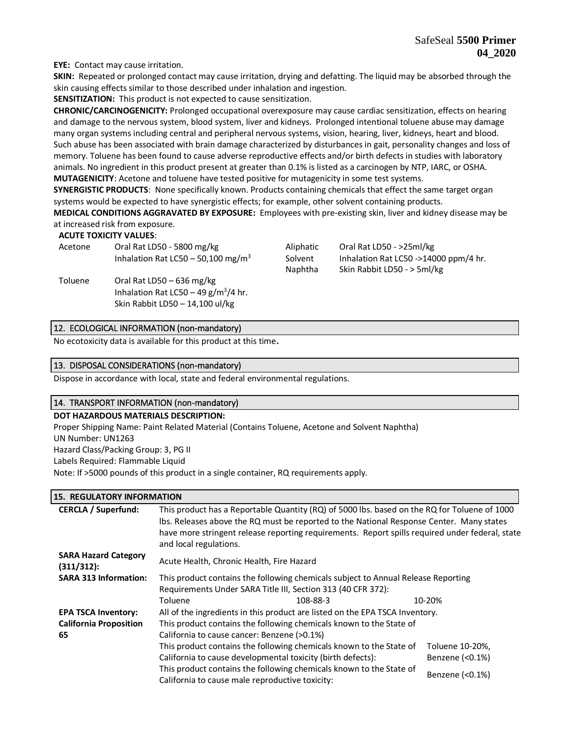**EYE:** Contact may cause irritation.

**SKIN:** Repeated or prolonged contact may cause irritation, drying and defatting. The liquid may be absorbed through the skin causing effects similar to those described under inhalation and ingestion.

**SENSITIZATION:** This product is not expected to cause sensitization.

**CHRONIC/CARCINOGENICITY:** Prolonged occupational overexposure may cause cardiac sensitization, effects on hearing and damage to the nervous system, blood system, liver and kidneys. Prolonged intentional toluene abuse may damage many organ systems including central and peripheral nervous systems, vision, hearing, liver, kidneys, heart and blood. Such abuse has been associated with brain damage characterized by disturbances in gait, personality changes and loss of memory. Toluene has been found to cause adverse reproductive effects and/or birth defects in studies with laboratory animals. No ingredient in this product present at greater than 0.1% is listed as a carcinogen by NTP, IARC, or OSHA.

**MUTAGENICITY**: Acetone and toluene have tested positive for mutagenicity in some test systems.

**SYNERGISTIC PRODUCTS**: None specifically known. Products containing chemicals that effect the same target organ systems would be expected to have synergistic effects; for example, other solvent containing products.

**MEDICAL CONDITIONS AGGRAVATED BY EXPOSURE:** Employees with pre-existing skin, liver and kidney disease may be at increased risk from exposure.

**ACUTE TOXICITY VALUES**:

| | | | |
|---|---|---|---|
| Acetone | Oral Rat LD50 - 5800 mg/kg<br>Inhalation Rat LC50 – 50,100 mg/m$^3$ | Aliphatic Solvent Naphtha | Oral Rat LD50 - >25ml/kg<br>Inhalation Rat LC50 ->14000 ppm/4 hr.<br>Skin Rabbit LD50 - > 5ml/kg |
| Toluene | Oral Rat LD50 – 636 mg/kg<br>Inhalation Rat LC50 – 49 g/m$^3$/4 hr.<br>Skin Rabbit LD50 – 14,100 ul/kg | | |

## 12. ECOLOGICAL INFORMATION (non-mandatory)

No ecotoxicity data is available for this product at this time.

## 13. DISPOSAL CONSIDERATIONS (non-mandatory)

Dispose in accordance with local, state and federal environmental regulations.

## 14. TRANSPORT INFORMATION (non-mandatory)

**DOT HAZARDOUS MATERIALS DESCRIPTION:**

Proper Shipping Name: Paint Related Material (Contains Toluene, Acetone and Solvent Naphtha)

UN Number: UN1263

Hazard Class/Packing Group: 3, PG II

Labels Required: Flammable Liquid

Note: If >5000 pounds of this product in a single container, RQ requirements apply.

## 15. REGULATORY INFORMATION

| | |
|---|---|
| **CERCLA / Superfund:** | This product has a Reportable Quantity (RQ) of 5000 lbs. based on the RQ for Toluene of 1000 lbs. Releases above the RQ must be reported to the National Response Center. Many states have more stringent release reporting requirements. Report spills required under federal, state and local regulations. |
| **SARA Hazard Category (311/312):** | Acute Health, Chronic Health, Fire Hazard |
| **SARA 313 Information:** | This product contains the following chemicals subject to Annual Release Reporting Requirements Under SARA Title III, Section 313 (40 CFR 372):<br>Toluene 108-88-3 10-20% |
| **EPA TSCA Inventory:** | All of the ingredients in this product are listed on the EPA TSCA Inventory. |
| **California Proposition 65** | This product contains the following chemicals known to the State of California to cause cancer: Benzene (>0.1%)<br>This product contains the following chemicals known to the State of California to cause developmental toxicity (birth defects): Toluene 10-20%, Benzene (<0.1%)<br>This product contains the following chemicals known to the State of California to cause male reproductive toxicity: Benzene (<0.1%) |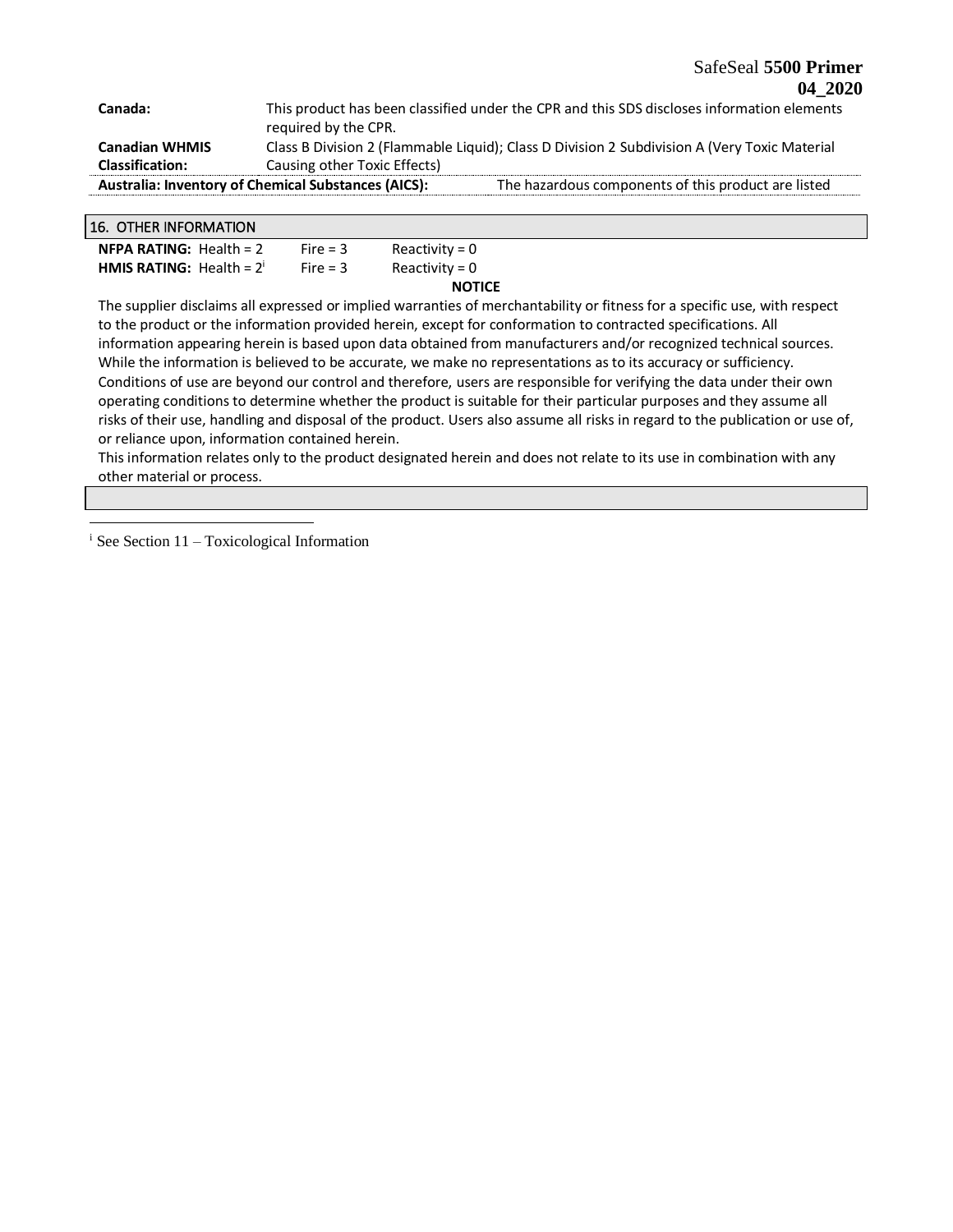| | |
|---|---|
| **Canada:** | This product has been classified under the CPR and this SDS discloses information elements required by the CPR. |
| **Canadian WHMIS Classification:** | Class B Division 2 (Flammable Liquid); Class D Division 2 Subdivision A (Very Toxic Material Causing other Toxic Effects) |
| **Australia: Inventory of Chemical Substances (AICS):** | The hazardous components of this product are listed |

## 16. OTHER INFORMATION

| | | |
|---|---|---|
| **NFPA RATING:** Health = 2 | Fire = 3 | Reactivity = 0 |
| **HMIS RATING:** Health = 2[i] | Fire = 3 | Reactivity = 0 |

**NOTICE**

The supplier disclaims all expressed or implied warranties of merchantability or fitness for a specific use, with respect to the product or the information provided herein, except for conformation to contracted specifications. All information appearing herein is based upon data obtained from manufacturers and/or recognized technical sources. While the information is believed to be accurate, we make no representations as to its accuracy or sufficiency. Conditions of use are beyond our control and therefore, users are responsible for verifying the data under their own operating conditions to determine whether the product is suitable for their particular purposes and they assume all risks of their use, handling and disposal of the product. Users also assume all risks in regard to the publication or use of, or reliance upon, information contained herein.

This information relates only to the product designated herein and does not relate to its use in combination with any other material or process.

---

[i] See Section 11 – Toxicological Information